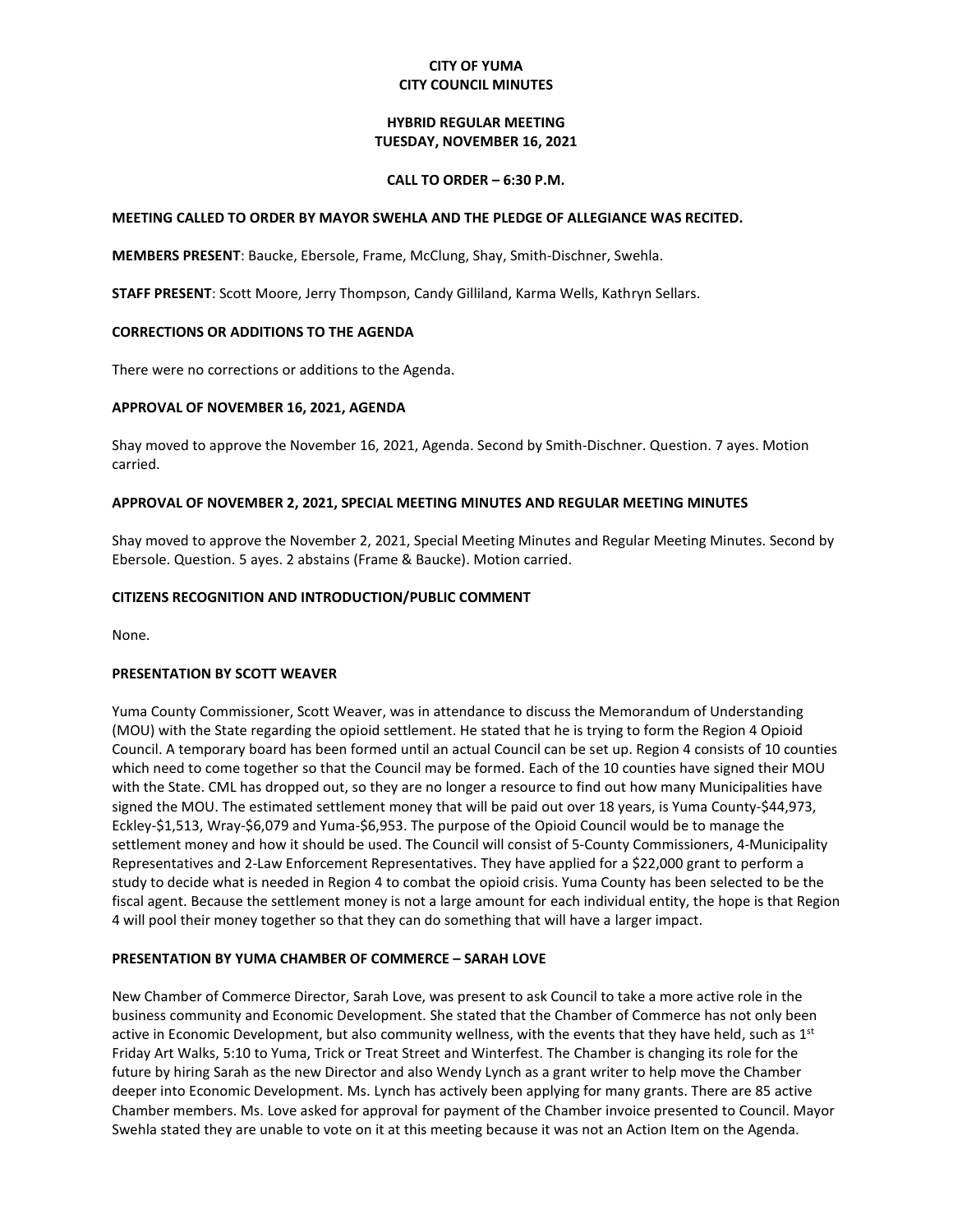# CITY OF YUMA
# CITY COUNCIL MINUTES

## HYBRID REGULAR MEETING
## TUESDAY, NOVEMBER 16, 2021

### CALL TO ORDER – 6:30 P.M.

**MEETING CALLED TO ORDER BY MAYOR SWEHLA AND THE PLEDGE OF ALLEGIANCE WAS RECITED.**

**MEMBERS PRESENT**: Baucke, Ebersole, Frame, McClung, Shay, Smith-Dischner, Swehla.

**STAFF PRESENT**: Scott Moore, Jerry Thompson, Candy Gilliland, Karma Wells, Kathryn Sellars.

**CORRECTIONS OR ADDITIONS TO THE AGENDA**

There were no corrections or additions to the Agenda.

**APPROVAL OF NOVEMBER 16, 2021, AGENDA**

Shay moved to approve the November 16, 2021, Agenda. Second by Smith-Dischner. Question. 7 ayes. Motion carried.

**APPROVAL OF NOVEMBER 2, 2021, SPECIAL MEETING MINUTES AND REGULAR MEETING MINUTES**

Shay moved to approve the November 2, 2021, Special Meeting Minutes and Regular Meeting Minutes. Second by Ebersole. Question. 5 ayes. 2 abstains (Frame & Baucke). Motion carried.

**CITIZENS RECOGNITION AND INTRODUCTION/PUBLIC COMMENT**

None.

**PRESENTATION BY SCOTT WEAVER**

Yuma County Commissioner, Scott Weaver, was in attendance to discuss the Memorandum of Understanding (MOU) with the State regarding the opioid settlement. He stated that he is trying to form the Region 4 Opioid Council. A temporary board has been formed until an actual Council can be set up. Region 4 consists of 10 counties which need to come together so that the Council may be formed. Each of the 10 counties have signed their MOU with the State. CML has dropped out, so they are no longer a resource to find out how many Municipalities have signed the MOU. The estimated settlement money that will be paid out over 18 years, is Yuma County-$44,973, Eckley-$1,513, Wray-$6,079 and Yuma-$6,953. The purpose of the Opioid Council would be to manage the settlement money and how it should be used. The Council will consist of 5-County Commissioners, 4-Municipality Representatives and 2-Law Enforcement Representatives. They have applied for a $22,000 grant to perform a study to decide what is needed in Region 4 to combat the opioid crisis. Yuma County has been selected to be the fiscal agent. Because the settlement money is not a large amount for each individual entity, the hope is that Region 4 will pool their money together so that they can do something that will have a larger impact.

**PRESENTATION BY YUMA CHAMBER OF COMMERCE – SARAH LOVE**

New Chamber of Commerce Director, Sarah Love, was present to ask Council to take a more active role in the business community and Economic Development. She stated that the Chamber of Commerce has not only been active in Economic Development, but also community wellness, with the events that they have held, such as 1st Friday Art Walks, 5:10 to Yuma, Trick or Treat Street and Winterfest. The Chamber is changing its role for the future by hiring Sarah as the new Director and also Wendy Lynch as a grant writer to help move the Chamber deeper into Economic Development. Ms. Lynch has actively been applying for many grants. There are 85 active Chamber members. Ms. Love asked for approval for payment of the Chamber invoice presented to Council. Mayor Swehla stated they are unable to vote on it at this meeting because it was not an Action Item on the Agenda.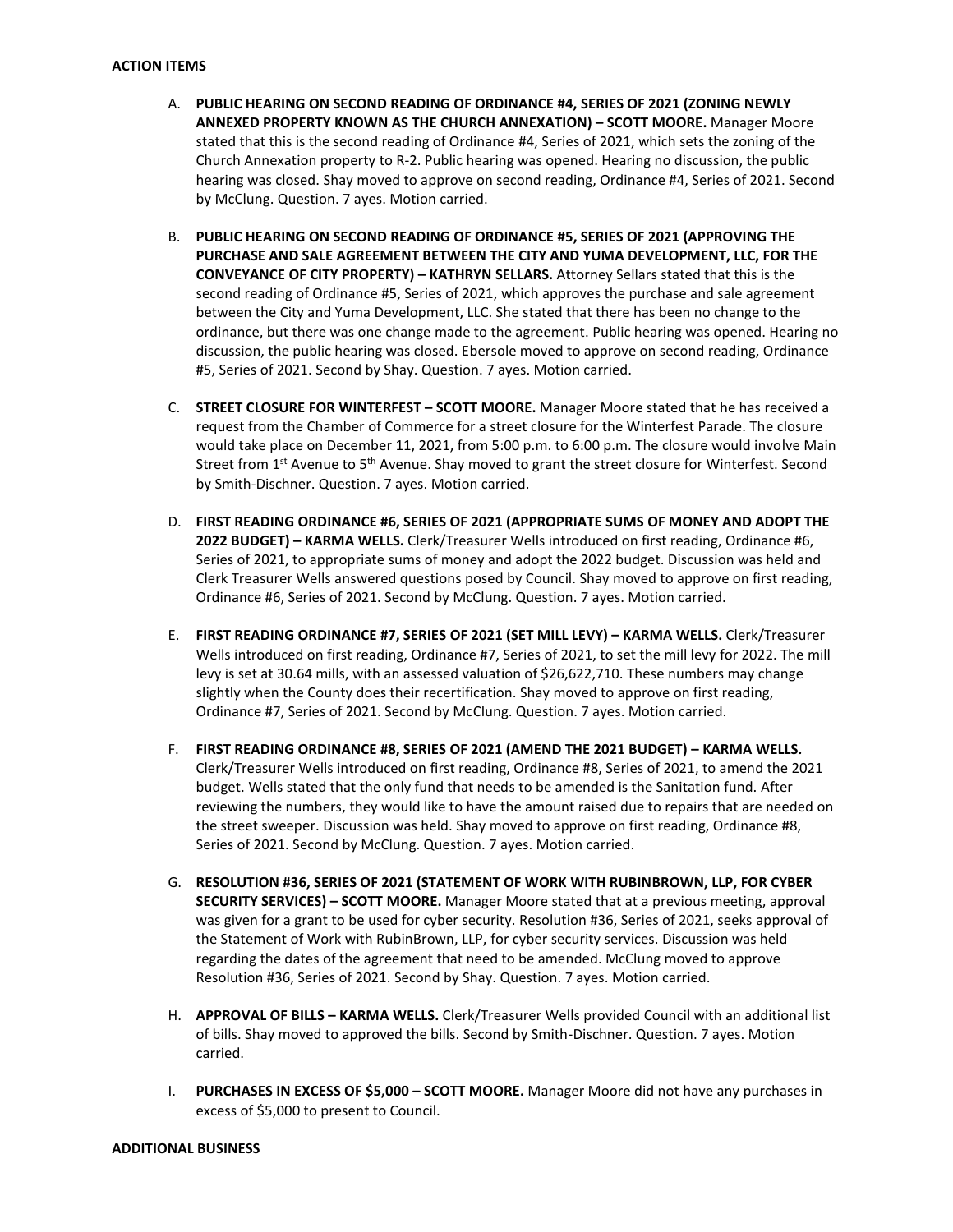**ACTION ITEMS**

A. **PUBLIC HEARING ON SECOND READING OF ORDINANCE #4, SERIES OF 2021 (ZONING NEWLY ANNEXED PROPERTY KNOWN AS THE CHURCH ANNEXATION) – SCOTT MOORE.** Manager Moore stated that this is the second reading of Ordinance #4, Series of 2021, which sets the zoning of the Church Annexation property to R-2. Public hearing was opened. Hearing no discussion, the public hearing was closed. Shay moved to approve on second reading, Ordinance #4, Series of 2021. Second by McClung. Question. 7 ayes. Motion carried.

B. **PUBLIC HEARING ON SECOND READING OF ORDINANCE #5, SERIES OF 2021 (APPROVING THE PURCHASE AND SALE AGREEMENT BETWEEN THE CITY AND YUMA DEVELOPMENT, LLC, FOR THE CONVEYANCE OF CITY PROPERTY) – KATHRYN SELLARS.** Attorney Sellars stated that this is the second reading of Ordinance #5, Series of 2021, which approves the purchase and sale agreement between the City and Yuma Development, LLC. She stated that there has been no change to the ordinance, but there was one change made to the agreement. Public hearing was opened. Hearing no discussion, the public hearing was closed. Ebersole moved to approve on second reading, Ordinance #5, Series of 2021. Second by Shay. Question. 7 ayes. Motion carried.

C. **STREET CLOSURE FOR WINTERFEST – SCOTT MOORE.** Manager Moore stated that he has received a request from the Chamber of Commerce for a street closure for the Winterfest Parade. The closure would take place on December 11, 2021, from 5:00 p.m. to 6:00 p.m. The closure would involve Main Street from 1st Avenue to 5th Avenue. Shay moved to grant the street closure for Winterfest. Second by Smith-Dischner. Question. 7 ayes. Motion carried.

D. **FIRST READING ORDINANCE #6, SERIES OF 2021 (APPROPRIATE SUMS OF MONEY AND ADOPT THE 2022 BUDGET) – KARMA WELLS.** Clerk/Treasurer Wells introduced on first reading, Ordinance #6, Series of 2021, to appropriate sums of money and adopt the 2022 budget. Discussion was held and Clerk Treasurer Wells answered questions posed by Council. Shay moved to approve on first reading, Ordinance #6, Series of 2021. Second by McClung. Question. 7 ayes. Motion carried.

E. **FIRST READING ORDINANCE #7, SERIES OF 2021 (SET MILL LEVY) – KARMA WELLS.** Clerk/Treasurer Wells introduced on first reading, Ordinance #7, Series of 2021, to set the mill levy for 2022. The mill levy is set at 30.64 mills, with an assessed valuation of $26,622,710. These numbers may change slightly when the County does their recertification. Shay moved to approve on first reading, Ordinance #7, Series of 2021. Second by McClung. Question. 7 ayes. Motion carried.

F. **FIRST READING ORDINANCE #8, SERIES OF 2021 (AMEND THE 2021 BUDGET) – KARMA WELLS.** Clerk/Treasurer Wells introduced on first reading, Ordinance #8, Series of 2021, to amend the 2021 budget. Wells stated that the only fund that needs to be amended is the Sanitation fund. After reviewing the numbers, they would like to have the amount raised due to repairs that are needed on the street sweeper. Discussion was held. Shay moved to approve on first reading, Ordinance #8, Series of 2021. Second by McClung. Question. 7 ayes. Motion carried.

G. **RESOLUTION #36, SERIES OF 2021 (STATEMENT OF WORK WITH RUBINBROWN, LLP, FOR CYBER SECURITY SERVICES) – SCOTT MOORE.** Manager Moore stated that at a previous meeting, approval was given for a grant to be used for cyber security. Resolution #36, Series of 2021, seeks approval of the Statement of Work with RubinBrown, LLP, for cyber security services. Discussion was held regarding the dates of the agreement that need to be amended. McClung moved to approve Resolution #36, Series of 2021. Second by Shay. Question. 7 ayes. Motion carried.

H. **APPROVAL OF BILLS – KARMA WELLS.** Clerk/Treasurer Wells provided Council with an additional list of bills. Shay moved to approved the bills. Second by Smith-Dischner. Question. 7 ayes. Motion carried.

I. **PURCHASES IN EXCESS OF $5,000 – SCOTT MOORE.** Manager Moore did not have any purchases in excess of $5,000 to present to Council.

**ADDITIONAL BUSINESS**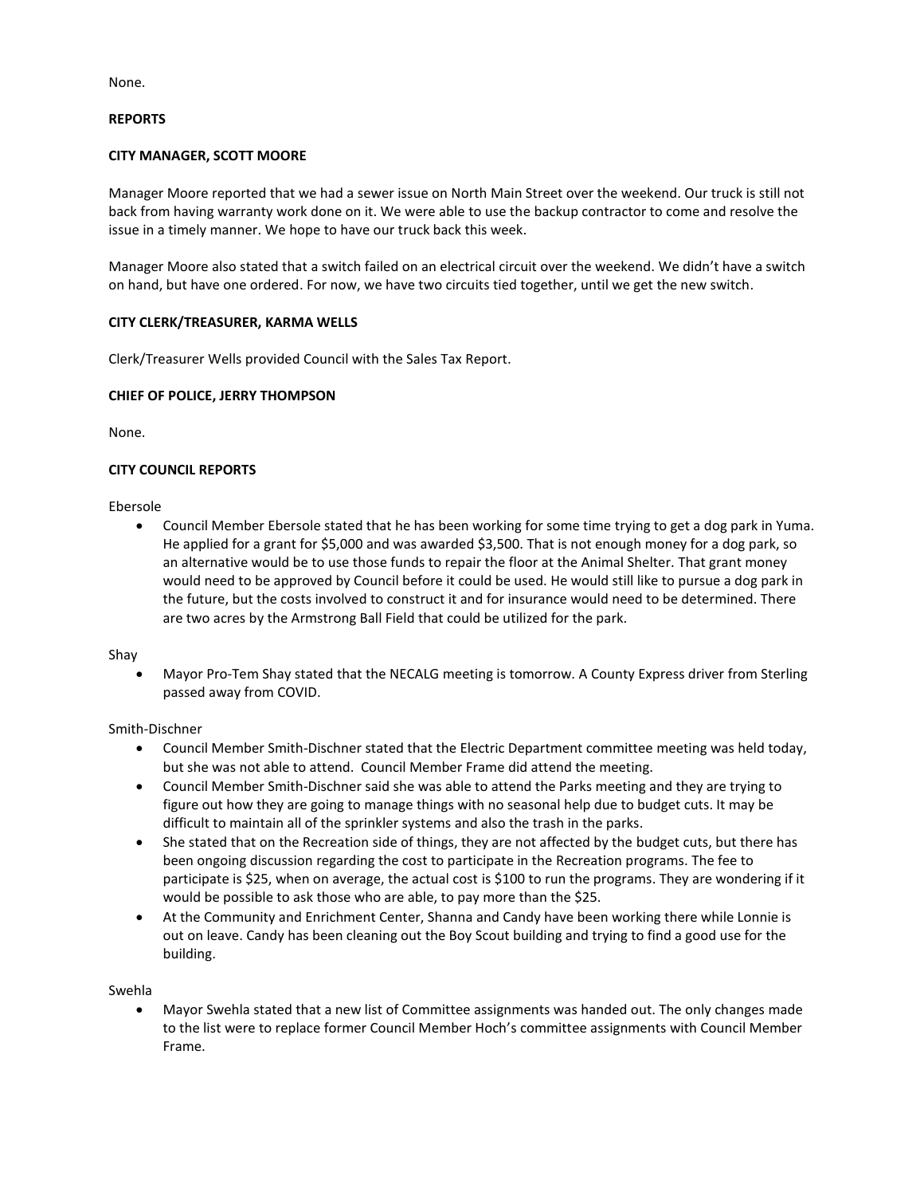None.

**REPORTS**

**CITY MANAGER, SCOTT MOORE**

Manager Moore reported that we had a sewer issue on North Main Street over the weekend. Our truck is still not back from having warranty work done on it. We were able to use the backup contractor to come and resolve the issue in a timely manner. We hope to have our truck back this week.

Manager Moore also stated that a switch failed on an electrical circuit over the weekend. We didn't have a switch on hand, but have one ordered. For now, we have two circuits tied together, until we get the new switch.

**CITY CLERK/TREASURER, KARMA WELLS**

Clerk/Treasurer Wells provided Council with the Sales Tax Report.

**CHIEF OF POLICE, JERRY THOMPSON**

None.

**CITY COUNCIL REPORTS**

Ebersole

- Council Member Ebersole stated that he has been working for some time trying to get a dog park in Yuma. He applied for a grant for $5,000 and was awarded $3,500. That is not enough money for a dog park, so an alternative would be to use those funds to repair the floor at the Animal Shelter. That grant money would need to be approved by Council before it could be used. He would still like to pursue a dog park in the future, but the costs involved to construct it and for insurance would need to be determined. There are two acres by the Armstrong Ball Field that could be utilized for the park.

Shay

- Mayor Pro-Tem Shay stated that the NECALG meeting is tomorrow. A County Express driver from Sterling passed away from COVID.

Smith-Dischner

- Council Member Smith-Dischner stated that the Electric Department committee meeting was held today, but she was not able to attend. Council Member Frame did attend the meeting.
- Council Member Smith-Dischner said she was able to attend the Parks meeting and they are trying to figure out how they are going to manage things with no seasonal help due to budget cuts. It may be difficult to maintain all of the sprinkler systems and also the trash in the parks.
- She stated that on the Recreation side of things, they are not affected by the budget cuts, but there has been ongoing discussion regarding the cost to participate in the Recreation programs. The fee to participate is $25, when on average, the actual cost is $100 to run the programs. They are wondering if it would be possible to ask those who are able, to pay more than the $25.
- At the Community and Enrichment Center, Shanna and Candy have been working there while Lonnie is out on leave. Candy has been cleaning out the Boy Scout building and trying to find a good use for the building.

Swehla

- Mayor Swehla stated that a new list of Committee assignments was handed out. The only changes made to the list were to replace former Council Member Hoch's committee assignments with Council Member Frame.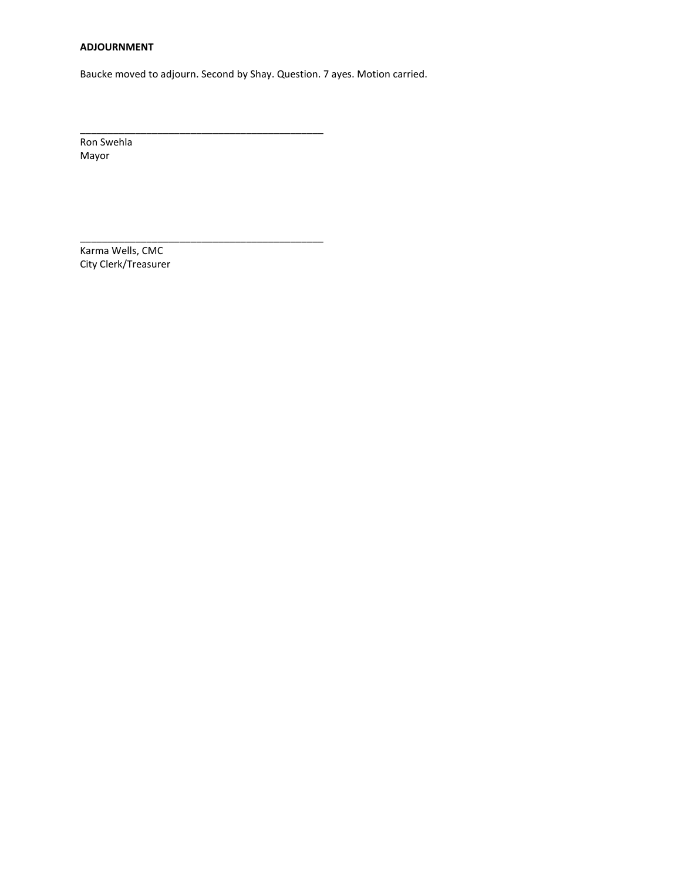**ADJOURNMENT**

Baucke moved to adjourn. Second by Shay. Question. 7 ayes. Motion carried.

_____________________________________________
Ron Swehla
Mayor

_____________________________________________
Karma Wells, CMC
City Clerk/Treasurer